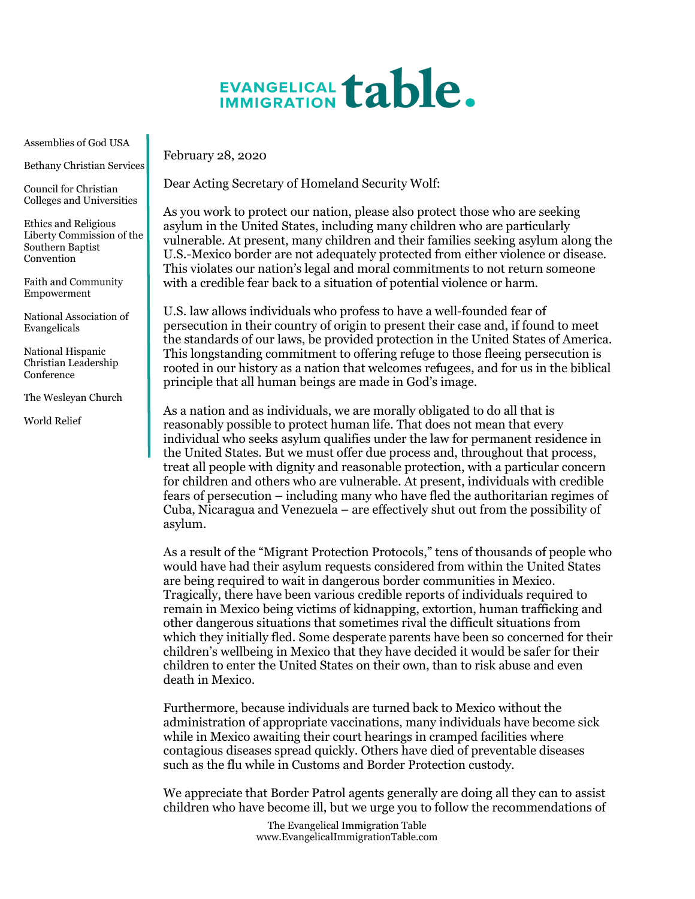# EVANGELICAL IMMIGRATION table.

Assemblies of God USA

Bethany Christian Services

Council for Christian Colleges and Universities

Ethics and Religious Liberty Commission of the Southern Baptist Convention

Faith and Community Empowerment

National Association of Evangelicals

National Hispanic Christian Leadership Conference

The Wesleyan Church

World Relief

February 28, 2020

Dear Acting Secretary of Homeland Security Wolf:

As you work to protect our nation, please also protect those who are seeking asylum in the United States, including many children who are particularly vulnerable. At present, many children and their families seeking asylum along the U.S.-Mexico border are not adequately protected from either violence or disease. This violates our nation's legal and moral commitments to not return someone with a credible fear back to a situation of potential violence or harm.

U.S. law allows individuals who profess to have a well-founded fear of persecution in their country of origin to present their case and, if found to meet the standards of our laws, be provided protection in the United States of America. This longstanding commitment to offering refuge to those fleeing persecution is rooted in our history as a nation that welcomes refugees, and for us in the biblical principle that all human beings are made in God's image.

As a nation and as individuals, we are morally obligated to do all that is reasonably possible to protect human life. That does not mean that every individual who seeks asylum qualifies under the law for permanent residence in the United States. But we must offer due process and, throughout that process, treat all people with dignity and reasonable protection, with a particular concern for children and others who are vulnerable. At present, individuals with credible fears of persecution – including many who have fled the authoritarian regimes of Cuba, Nicaragua and Venezuela – are effectively shut out from the possibility of asylum.

As a result of the "Migrant Protection Protocols," tens of thousands of people who would have had their asylum requests considered from within the United States are being required to wait in dangerous border communities in Mexico. Tragically, there have been various credible reports of individuals required to remain in Mexico being victims of kidnapping, extortion, human trafficking and other dangerous situations that sometimes rival the difficult situations from which they initially fled. Some desperate parents have been so concerned for their children's wellbeing in Mexico that they have decided it would be safer for their children to enter the United States on their own, than to risk abuse and even death in Mexico.

Furthermore, because individuals are turned back to Mexico without the administration of appropriate vaccinations, many individuals have become sick while in Mexico awaiting their court hearings in cramped facilities where contagious diseases spread quickly. Others have died of preventable diseases such as the flu while in Customs and Border Protection custody.

We appreciate that Border Patrol agents generally are doing all they can to assist children who have become ill, but we urge you to follow the recommendations of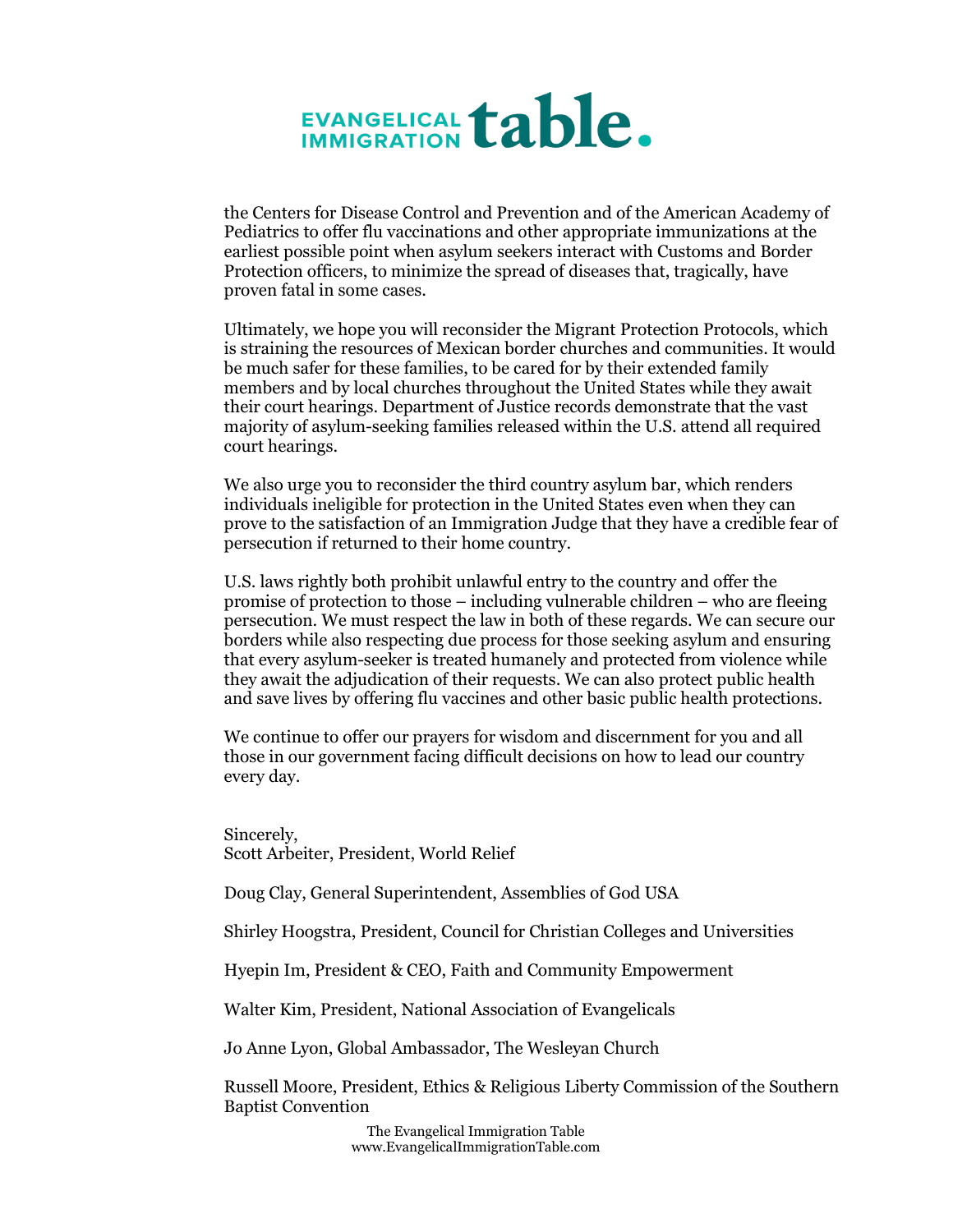the Centers for Disease Control and Prevention and of the American Academy of Pediatrics to offer flu vaccinations and other appropriate immunizations at the earliest possible point when asylum seekers interact with Customs and Border Protection officers, to minimize the spread of diseases that, tragically, have proven fatal in some cases.

Ultimately, we hope you will reconsider the Migrant Protection Protocols, which is straining the resources of Mexican border churches and communities. It would be much safer for these families, to be cared for by their extended family members and by local churches throughout the United States while they await their court hearings. Department of Justice records demonstrate that the vast majority of asylum-seeking families released within the U.S. attend all required court hearings.

We also urge you to reconsider the third country asylum bar, which renders individuals ineligible for protection in the United States even when they can prove to the satisfaction of an Immigration Judge that they have a credible fear of persecution if returned to their home country.

U.S. laws rightly both prohibit unlawful entry to the country and offer the promise of protection to those – including vulnerable children – who are fleeing persecution. We must respect the law in both of these regards. We can secure our borders while also respecting due process for those seeking asylum and ensuring that every asylum-seeker is treated humanely and protected from violence while they await the adjudication of their requests. We can also protect public health and save lives by offering flu vaccines and other basic public health protections.

We continue to offer our prayers for wisdom and discernment for you and all those in our government facing difficult decisions on how to lead our country every day.

Sincerely,
Scott Arbeiter, President, World Relief

Doug Clay, General Superintendent, Assemblies of God USA

Shirley Hoogstra, President, Council for Christian Colleges and Universities

Hyepin Im, President & CEO, Faith and Community Empowerment

Walter Kim, President, National Association of Evangelicals

Jo Anne Lyon, Global Ambassador, The Wesleyan Church

Russell Moore, President, Ethics & Religious Liberty Commission of the Southern Baptist Convention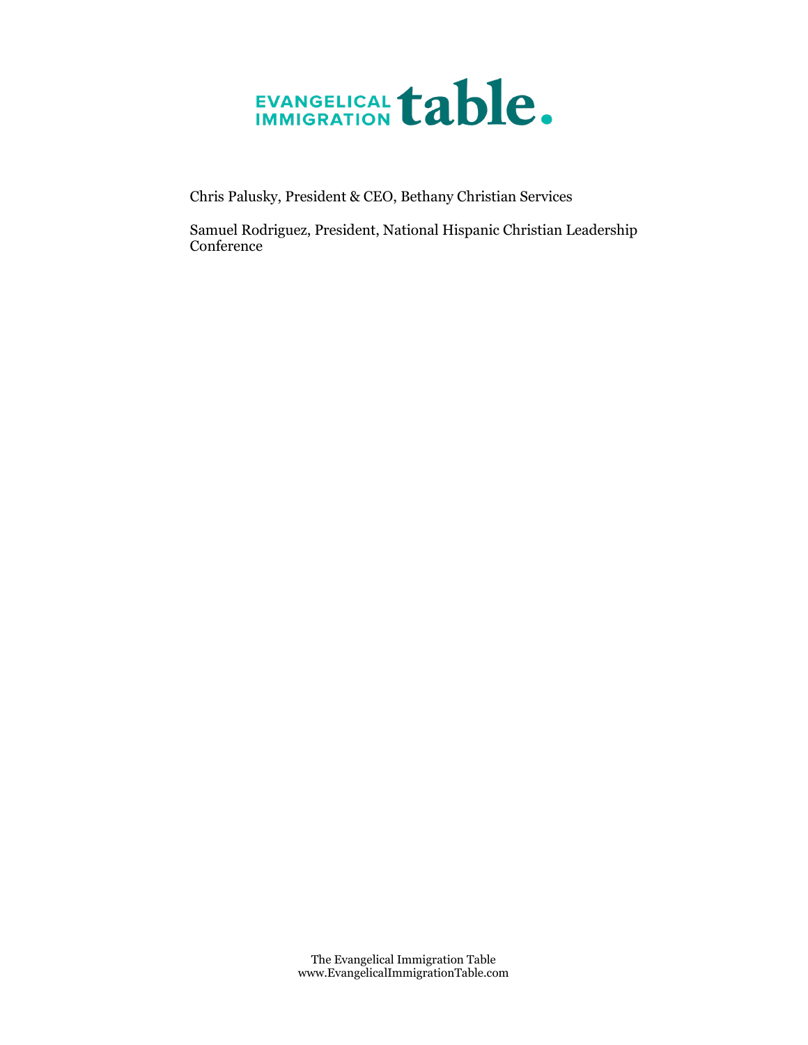Chris Palusky, President & CEO, Bethany Christian Services

Samuel Rodriguez, President, National Hispanic Christian Leadership Conference